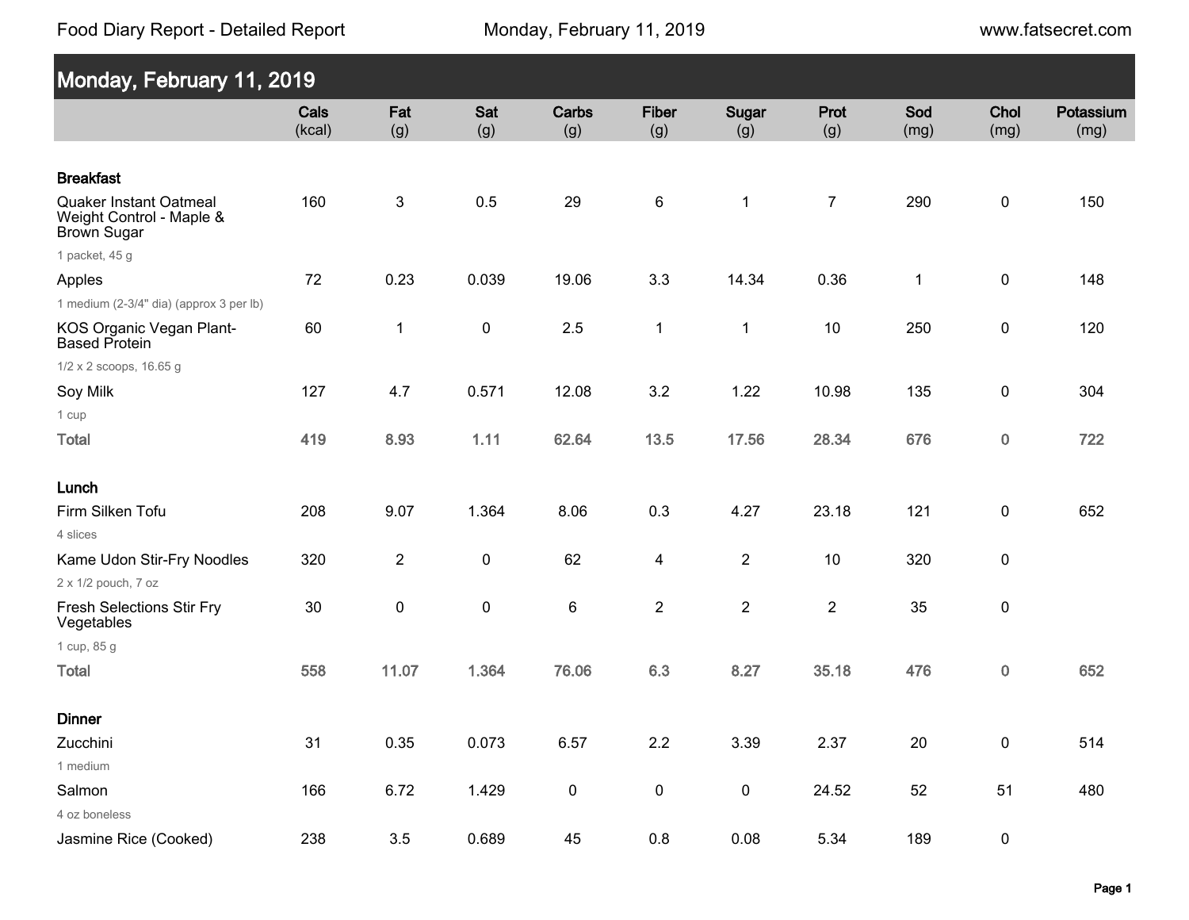## Monday, February 11, 2019

| | Cals (kcal) | Fat (g) | Sat (g) | Carbs (g) | Fiber (g) | Sugar (g) | Prot (g) | Sod (mg) | Chol (mg) | Potassium (mg) |
|---|---|---|---|---|---|---|---|---|---|---|
| **Breakfast** | | | | | | | | | | |
| Quaker Instant Oatmeal Weight Control - Maple & Brown Sugar<br>1 packet, 45 g | 160 | 3 | 0.5 | 29 | 6 | 1 | 7 | 290 | 0 | 150 |
| Apples<br>1 medium (2-3/4" dia) (approx 3 per lb) | 72 | 0.23 | 0.039 | 19.06 | 3.3 | 14.34 | 0.36 | 1 | 0 | 148 |
| KOS Organic Vegan Plant-Based Protein<br>1/2 x 2 scoops, 16.65 g | 60 | 1 | 0 | 2.5 | 1 | 1 | 10 | 250 | 0 | 120 |
| Soy Milk<br>1 cup | 127 | 4.7 | 0.571 | 12.08 | 3.2 | 1.22 | 10.98 | 135 | 0 | 304 |
| **Total** | **419** | **8.93** | **1.11** | **62.64** | **13.5** | **17.56** | **28.34** | **676** | **0** | **722** |
| **Lunch** | | | | | | | | | | |
| Firm Silken Tofu<br>4 slices | 208 | 9.07 | 1.364 | 8.06 | 0.3 | 4.27 | 23.18 | 121 | 0 | 652 |
| Kame Udon Stir-Fry Noodles<br>2 x 1/2 pouch, 7 oz | 320 | 2 | 0 | 62 | 4 | 2 | 10 | 320 | 0 | |
| Fresh Selections Stir Fry Vegetables<br>1 cup, 85 g | 30 | 0 | 0 | 6 | 2 | 2 | 2 | 35 | 0 | |
| **Total** | **558** | **11.07** | **1.364** | **76.06** | **6.3** | **8.27** | **35.18** | **476** | **0** | **652** |
| **Dinner** | | | | | | | | | | |
| Zucchini<br>1 medium | 31 | 0.35 | 0.073 | 6.57 | 2.2 | 3.39 | 2.37 | 20 | 0 | 514 |
| Salmon<br>4 oz boneless | 166 | 6.72 | 1.429 | 0 | 0 | 0 | 24.52 | 52 | 51 | 480 |
| Jasmine Rice (Cooked) | 238 | 3.5 | 0.689 | 45 | 0.8 | 0.08 | 5.34 | 189 | 0 | |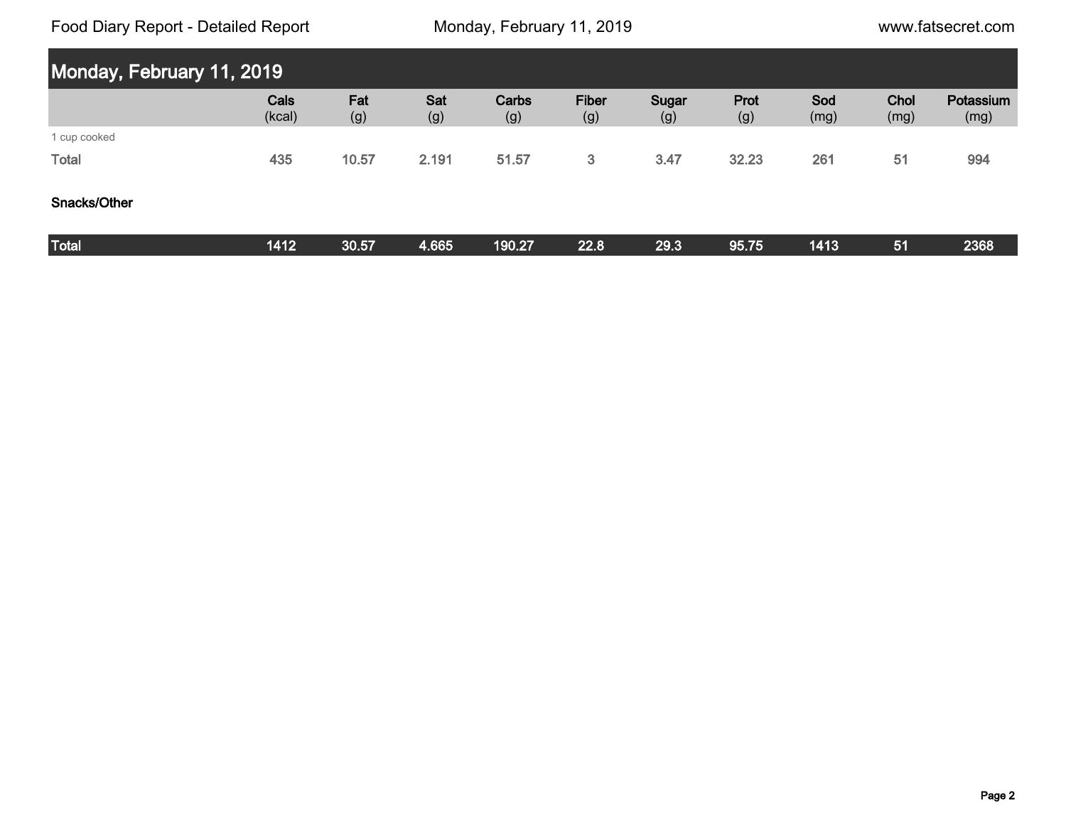## Monday, February 11, 2019

| | Cals (kcal) | Fat (g) | Sat (g) | Carbs (g) | Fiber (g) | Sugar (g) | Prot (g) | Sod (mg) | Chol (mg) | Potassium (mg) |
|---|---|---|---|---|---|---|---|---|---|---|
| 1 cup cooked | | | | | | | | | | |
| **Total** | 435 | 10.57 | 2.191 | 51.57 | 3 | 3.47 | 32.23 | 261 | 51 | 994 |
| **Snacks/Other** | | | | | | | | | | |
| **Total** | 1412 | 30.57 | 4.665 | 190.27 | 22.8 | 29.3 | 95.75 | 1413 | 51 | 2368 |